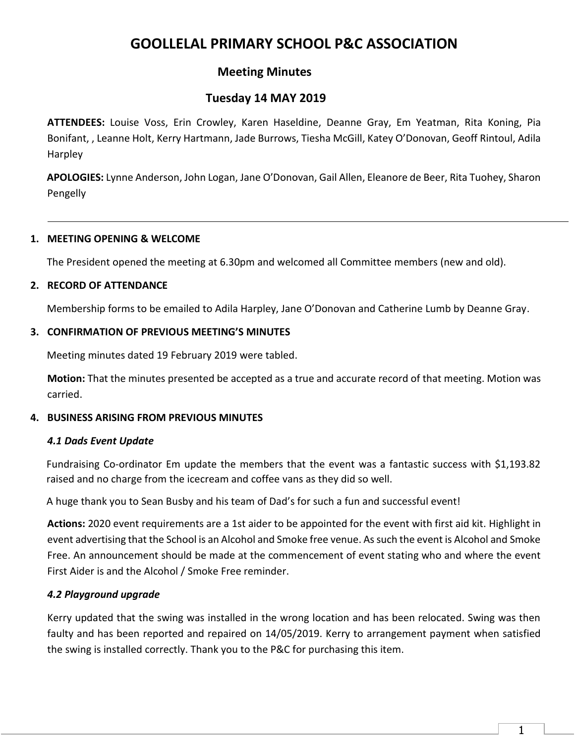# GOOLLELAL PRIMARY SCHOOL P&C ASSOCIATION

## Meeting Minutes

## Tuesday 14 MAY 2019

**ATTENDEES:** Louise Voss, Erin Crowley, Karen Haseldine, Deanne Gray, Em Yeatman, Rita Koning, Pia Bonifant, , Leanne Holt, Kerry Hartmann, Jade Burrows, Tiesha McGill, Katey O'Donovan, Geoff Rintoul, Adila Harpley

**APOLOGIES:** Lynne Anderson, John Logan, Jane O'Donovan, Gail Allen, Eleanore de Beer, Rita Tuohey, Sharon Pengelly

---

### 1. MEETING OPENING & WELCOME

The President opened the meeting at 6.30pm and welcomed all Committee members (new and old).

### 2. RECORD OF ATTENDANCE

Membership forms to be emailed to Adila Harpley, Jane O'Donovan and Catherine Lumb by Deanne Gray.

### 3. CONFIRMATION OF PREVIOUS MEETING'S MINUTES

Meeting minutes dated 19 February 2019 were tabled.

**Motion:** That the minutes presented be accepted as a true and accurate record of that meeting. Motion was carried.

### 4. BUSINESS ARISING FROM PREVIOUS MINUTES

#### *4.1 Dads Event Update*

Fundraising Co-ordinator Em update the members that the event was a fantastic success with $1,193.82 raised and no charge from the icecream and coffee vans as they did so well.

A huge thank you to Sean Busby and his team of Dad's for such a fun and successful event!

**Actions:** 2020 event requirements are a 1st aider to be appointed for the event with first aid kit. Highlight in event advertising that the School is an Alcohol and Smoke free venue. As such the event is Alcohol and Smoke Free. An announcement should be made at the commencement of event stating who and where the event First Aider is and the Alcohol / Smoke Free reminder.

#### *4.2 Playground upgrade*

Kerry updated that the swing was installed in the wrong location and has been relocated. Swing was then faulty and has been reported and repaired on 14/05/2019. Kerry to arrangement payment when satisfied the swing is installed correctly. Thank you to the P&C for purchasing this item.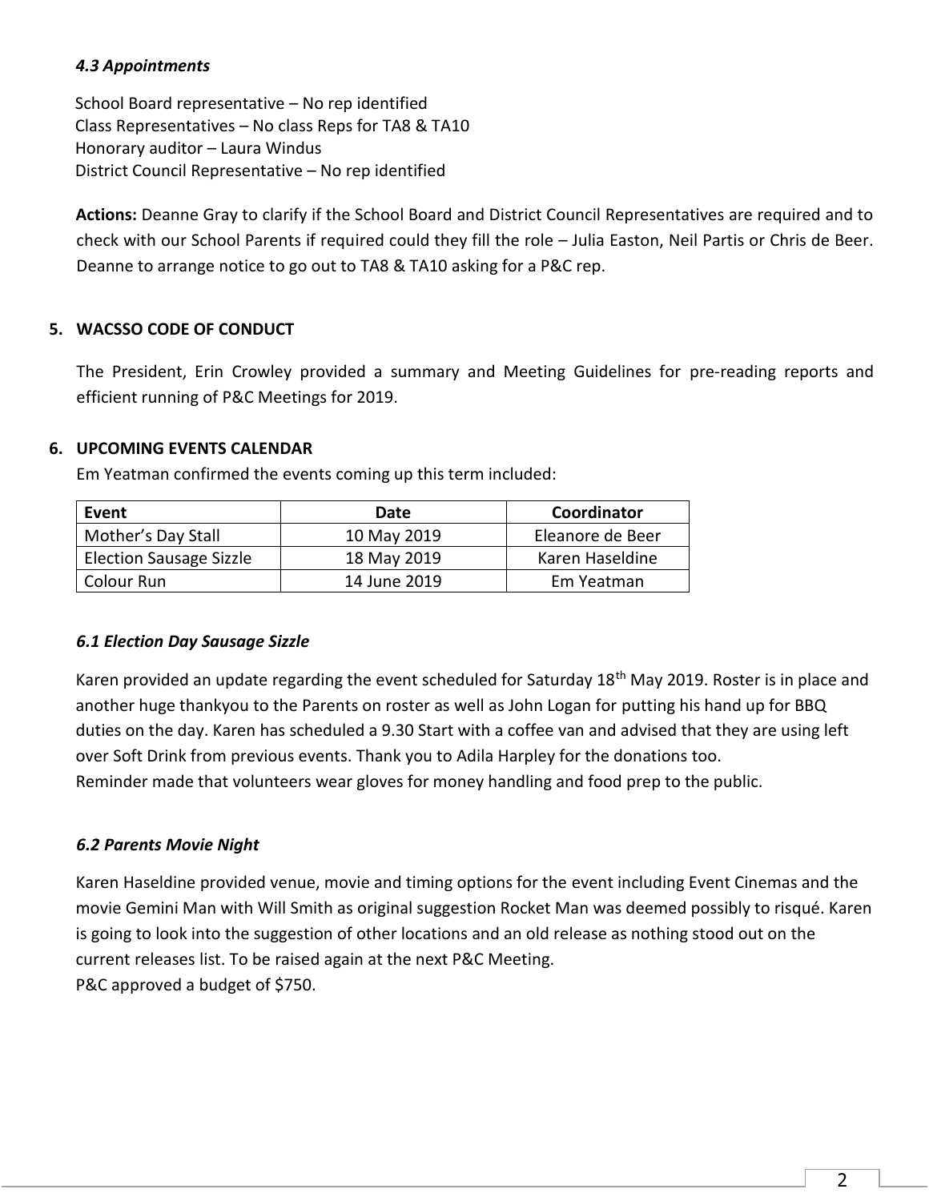### *4.3 Appointments*

School Board representative – No rep identified
Class Representatives – No class Reps for TA8 & TA10
Honorary auditor – Laura Windus
District Council Representative – No rep identified

**Actions:** Deanne Gray to clarify if the School Board and District Council Representatives are required and to check with our School Parents if required could they fill the role – Julia Easton, Neil Partis or Chris de Beer. Deanne to arrange notice to go out to TA8 & TA10 asking for a P&C rep.

## 5. WACSSO CODE OF CONDUCT

The President, Erin Crowley provided a summary and Meeting Guidelines for pre-reading reports and efficient running of P&C Meetings for 2019.

## 6. UPCOMING EVENTS CALENDAR

Em Yeatman confirmed the events coming up this term included:

| Event | Date | Coordinator |
|---|---|---|
| Mother's Day Stall | 10 May 2019 | Eleanore de Beer |
| Election Sausage Sizzle | 18 May 2019 | Karen Haseldine |
| Colour Run | 14 June 2019 | Em Yeatman |

### *6.1 Election Day Sausage Sizzle*

Karen provided an update regarding the event scheduled for Saturday 18th May 2019. Roster is in place and another huge thankyou to the Parents on roster as well as John Logan for putting his hand up for BBQ duties on the day. Karen has scheduled a 9.30 Start with a coffee van and advised that they are using left over Soft Drink from previous events. Thank you to Adila Harpley for the donations too.
Reminder made that volunteers wear gloves for money handling and food prep to the public.

### *6.2 Parents Movie Night*

Karen Haseldine provided venue, movie and timing options for the event including Event Cinemas and the movie Gemini Man with Will Smith as original suggestion Rocket Man was deemed possibly to risqué. Karen is going to look into the suggestion of other locations and an old release as nothing stood out on the current releases list. To be raised again at the next P&C Meeting.
P&C approved a budget of $750.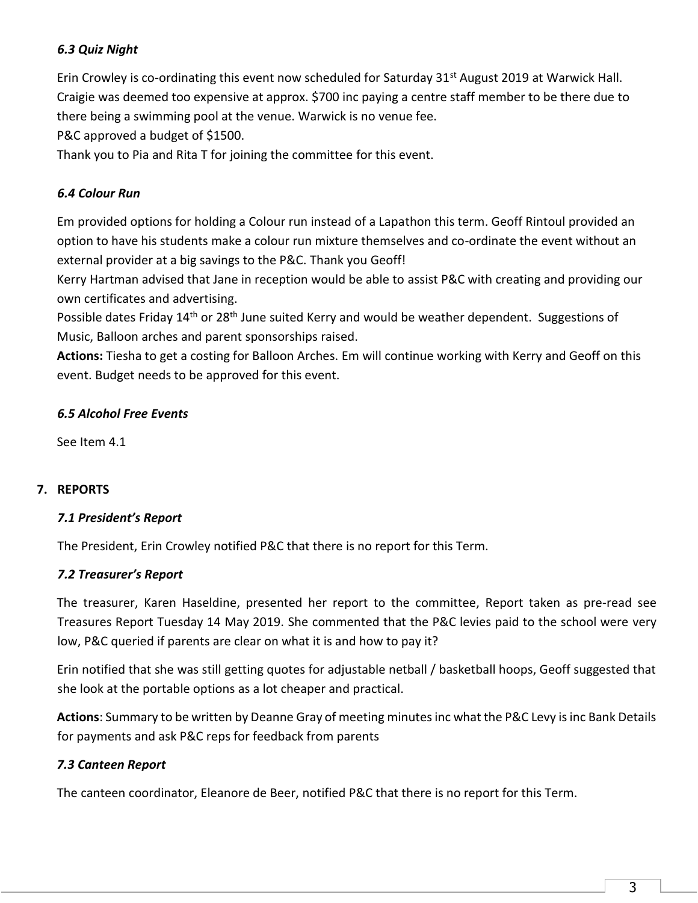### *6.3 Quiz Night*

Erin Crowley is co-ordinating this event now scheduled for Saturday 31st August 2019 at Warwick Hall. Craigie was deemed too expensive at approx. $700 inc paying a centre staff member to be there due to there being a swimming pool at the venue. Warwick is no venue fee.

P&C approved a budget of $1500.

Thank you to Pia and Rita T for joining the committee for this event.

### *6.4 Colour Run*

Em provided options for holding a Colour run instead of a Lapathon this term. Geoff Rintoul provided an option to have his students make a colour run mixture themselves and co-ordinate the event without an external provider at a big savings to the P&C. Thank you Geoff!

Kerry Hartman advised that Jane in reception would be able to assist P&C with creating and providing our own certificates and advertising.

Possible dates Friday 14th or 28th June suited Kerry and would be weather dependent. Suggestions of Music, Balloon arches and parent sponsorships raised.

**Actions:** Tiesha to get a costing for Balloon Arches. Em will continue working with Kerry and Geoff on this event. Budget needs to be approved for this event.

### *6.5 Alcohol Free Events*

See Item 4.1

## 7. REPORTS

### *7.1 President's Report*

The President, Erin Crowley notified P&C that there is no report for this Term.

### *7.2 Treasurer's Report*

The treasurer, Karen Haseldine, presented her report to the committee, Report taken as pre-read see Treasures Report Tuesday 14 May 2019. She commented that the P&C levies paid to the school were very low, P&C queried if parents are clear on what it is and how to pay it?

Erin notified that she was still getting quotes for adjustable netball / basketball hoops, Geoff suggested that she look at the portable options as a lot cheaper and practical.

**Actions**: Summary to be written by Deanne Gray of meeting minutes inc what the P&C Levy is inc Bank Details for payments and ask P&C reps for feedback from parents

### *7.3 Canteen Report*

The canteen coordinator, Eleanore de Beer, notified P&C that there is no report for this Term.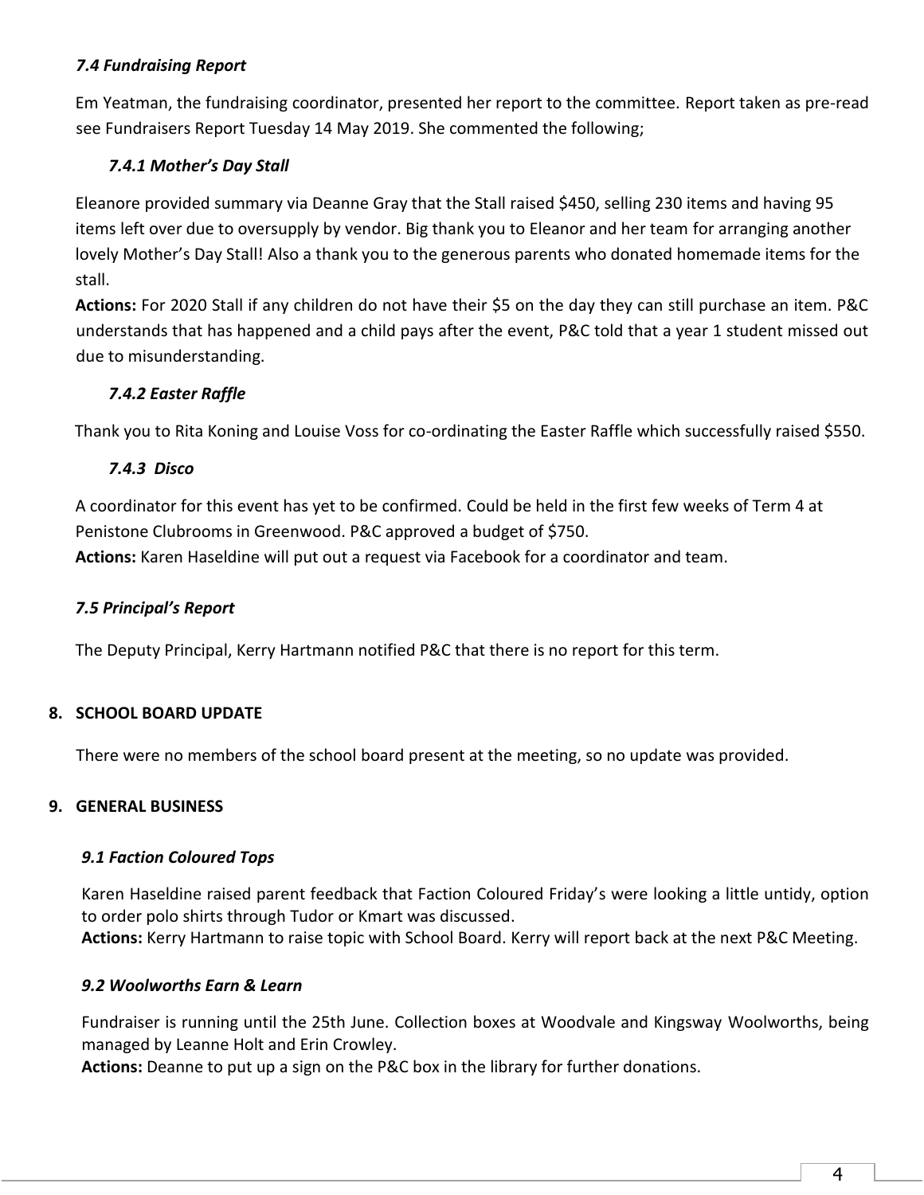### *7.4 Fundraising Report*

Em Yeatman, the fundraising coordinator, presented her report to the committee. Report taken as pre-read see Fundraisers Report Tuesday 14 May 2019. She commented the following;

#### *7.4.1 Mother's Day Stall*

Eleanore provided summary via Deanne Gray that the Stall raised $450, selling 230 items and having 95 items left over due to oversupply by vendor. Big thank you to Eleanor and her team for arranging another lovely Mother's Day Stall! Also a thank you to the generous parents who donated homemade items for the stall.

**Actions:** For 2020 Stall if any children do not have their $5 on the day they can still purchase an item. P&C understands that has happened and a child pays after the event, P&C told that a year 1 student missed out due to misunderstanding.

#### *7.4.2 Easter Raffle*

Thank you to Rita Koning and Louise Voss for co-ordinating the Easter Raffle which successfully raised $550.

#### *7.4.3 Disco*

A coordinator for this event has yet to be confirmed. Could be held in the first few weeks of Term 4 at Penistone Clubrooms in Greenwood. P&C approved a budget of $750.

**Actions:** Karen Haseldine will put out a request via Facebook for a coordinator and team.

### *7.5 Principal's Report*

The Deputy Principal, Kerry Hartmann notified P&C that there is no report for this term.

## 8. SCHOOL BOARD UPDATE

There were no members of the school board present at the meeting, so no update was provided.

## 9. GENERAL BUSINESS

### *9.1 Faction Coloured Tops*

Karen Haseldine raised parent feedback that Faction Coloured Friday's were looking a little untidy, option to order polo shirts through Tudor or Kmart was discussed.

**Actions:** Kerry Hartmann to raise topic with School Board. Kerry will report back at the next P&C Meeting.

### *9.2 Woolworths Earn & Learn*

Fundraiser is running until the 25th June. Collection boxes at Woodvale and Kingsway Woolworths, being managed by Leanne Holt and Erin Crowley.

**Actions:** Deanne to put up a sign on the P&C box in the library for further donations.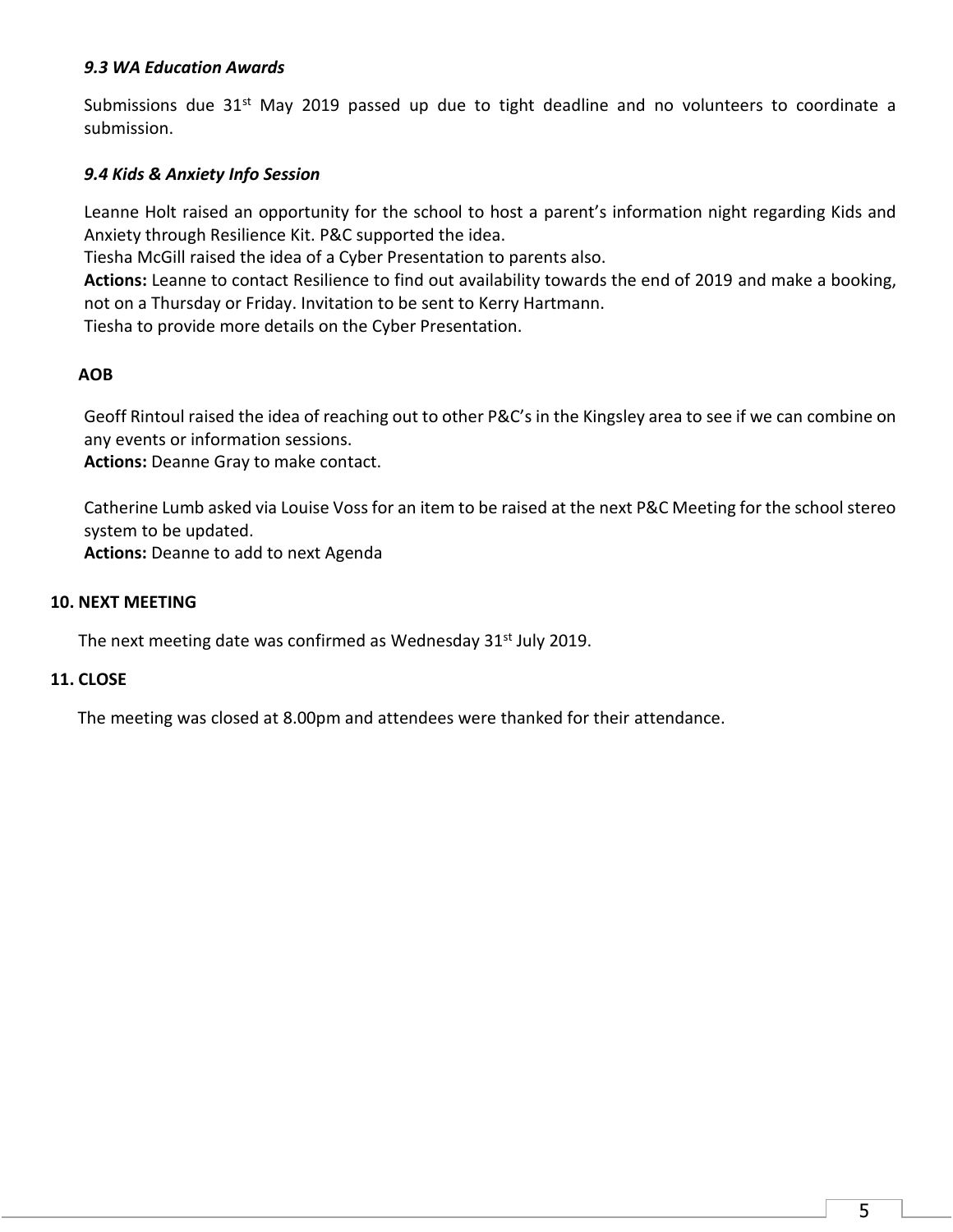### *9.3 WA Education Awards*

Submissions due 31st May 2019 passed up due to tight deadline and no volunteers to coordinate a submission.

### *9.4 Kids & Anxiety Info Session*

Leanne Holt raised an opportunity for the school to host a parent's information night regarding Kids and Anxiety through Resilience Kit. P&C supported the idea.
Tiesha McGill raised the idea of a Cyber Presentation to parents also.
**Actions:** Leanne to contact Resilience to find out availability towards the end of 2019 and make a booking, not on a Thursday or Friday. Invitation to be sent to Kerry Hartmann.
Tiesha to provide more details on the Cyber Presentation.

### AOB

Geoff Rintoul raised the idea of reaching out to other P&C's in the Kingsley area to see if we can combine on any events or information sessions.
**Actions:** Deanne Gray to make contact.

Catherine Lumb asked via Louise Voss for an item to be raised at the next P&C Meeting for the school stereo system to be updated.
**Actions:** Deanne to add to next Agenda

## 10. NEXT MEETING

The next meeting date was confirmed as Wednesday 31st July 2019.

## 11. CLOSE

The meeting was closed at 8.00pm and attendees were thanked for their attendance.